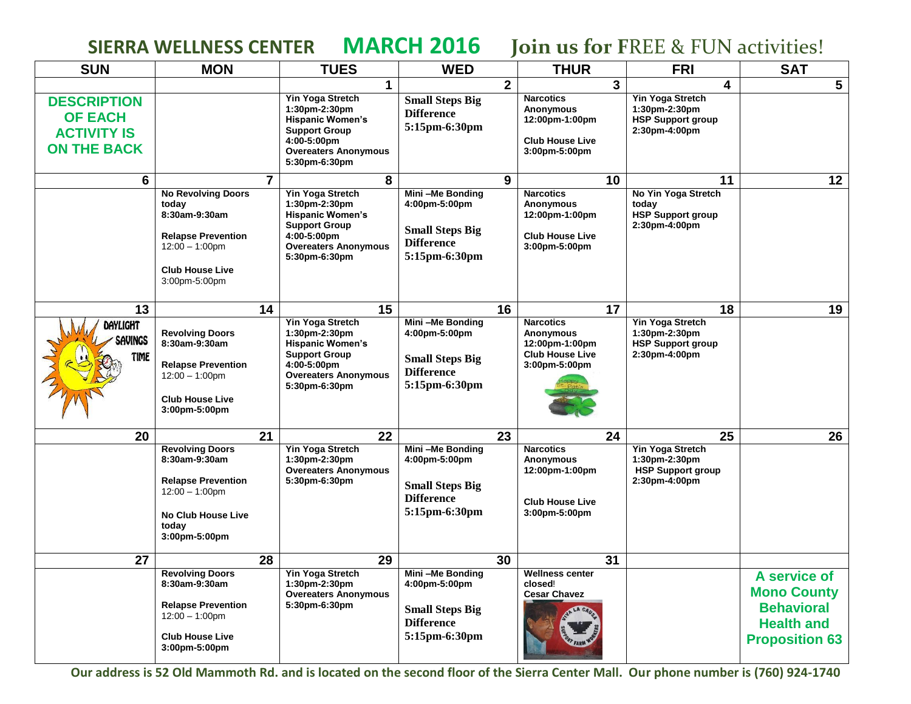# SIERRA WELLNESS CENTER MARCH 2016 Join us for FREE & FUN activities!

| SUN | MON | TUES | WED | THUR | FRI | SAT |
|---|---|---|---|---|---|---|
| **DESCRIPTION OF EACH ACTIVITY IS ON THE BACK** | | **1** Yin Yoga Stretch 1:30pm-2:30pm<br>Hispanic Women's Support Group 4:00-5:00pm<br>Overeaters Anonymous 5:30pm-6:30pm | **2** Small Steps Big Difference 5:15pm-6:30pm | **3** Narcotics Anonymous 12:00pm-1:00pm<br>Club House Live 3:00pm-5:00pm | **4** Yin Yoga Stretch 1:30pm-2:30pm<br>HSP Support group 2:30pm-4:00pm | **5** |
| **6** | **7** No Revolving Doors today 8:30am-9:30am<br>Relapse Prevention 12:00 – 1:00pm<br>Club House Live 3:00pm-5:00pm | **8** Yin Yoga Stretch 1:30pm-2:30pm<br>Hispanic Women's Support Group 4:00-5:00pm<br>Overeaters Anonymous 5:30pm-6:30pm | **9** Mini –Me Bonding 4:00pm-5:00pm<br>Small Steps Big Difference 5:15pm-6:30pm | **10** Narcotics Anonymous 12:00pm-1:00pm<br>Club House Live 3:00pm-5:00pm | **11** No Yin Yoga Stretch today<br>HSP Support group 2:30pm-4:00pm | **12** |
| **13** DAYLIGHT SAVINGS TIME | **14** Revolving Doors 8:30am-9:30am<br>Relapse Prevention 12:00 – 1:00pm<br>Club House Live 3:00pm-5:00pm | **15** Yin Yoga Stretch 1:30pm-2:30pm<br>Hispanic Women's Support Group 4:00-5:00pm<br>Overeaters Anonymous 5:30pm-6:30pm | **16** Mini –Me Bonding 4:00pm-5:00pm<br>Small Steps Big Difference 5:15pm-6:30pm | **17** Narcotics Anonymous 12:00pm-1:00pm<br>Club House Live 3:00pm-5:00pm<br>Happy St. Pat's | **18** Yin Yoga Stretch 1:30pm-2:30pm<br>HSP Support group 2:30pm-4:00pm | **19** |
| **20** | **21** Revolving Doors 8:30am-9:30am<br>Relapse Prevention 12:00 – 1:00pm<br>No Club House Live today 3:00pm-5:00pm | **22** Yin Yoga Stretch 1:30pm-2:30pm<br>Overeaters Anonymous 5:30pm-6:30pm | **23** Mini –Me Bonding 4:00pm-5:00pm<br>Small Steps Big Difference 5:15pm-6:30pm | **24** Narcotics Anonymous 12:00pm-1:00pm<br>Club House Live 3:00pm-5:00pm | **25** Yin Yoga Stretch 1:30pm-2:30pm<br>HSP Support group 2:30pm-4:00pm | **26** |
| **27** | **28** Revolving Doors 8:30am-9:30am<br>Relapse Prevention 12:00 – 1:00pm<br>Club House Live 3:00pm-5:00pm | **29** Yin Yoga Stretch 1:30pm-2:30pm<br>Overeaters Anonymous 5:30pm-6:30pm | **30** Mini –Me Bonding 4:00pm-5:00pm<br>Small Steps Big Difference 5:15pm-6:30pm | **31** Wellness center closed!<br>Cesar Chavez | | **A service of Mono County Behavioral Health and Proposition 63** |

**Our address is 52 Old Mammoth Rd. and is located on the second floor of the Sierra Center Mall. Our phone number is (760) 924-1740**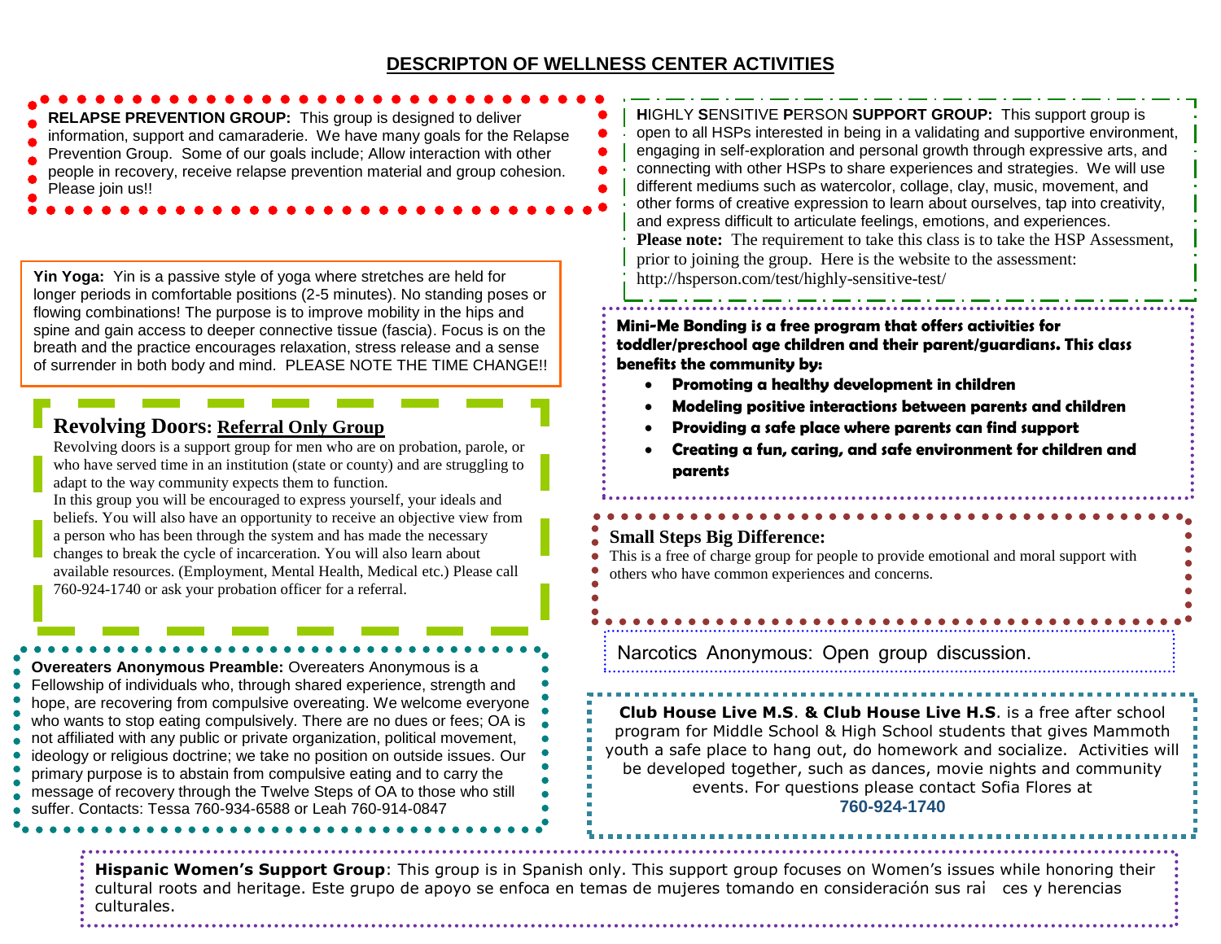# DESCRIPTON OF WELLNESS CENTER ACTIVITIES

**RELAPSE PREVENTION GROUP:** This group is designed to deliver information, support and camaraderie. We have many goals for the Relapse Prevention Group. Some of our goals include; Allow interaction with other people in recovery, receive relapse prevention material and group cohesion. Please join us!!

**H**IGHLY **S**ENSITIVE **P**ERSON **SUPPORT GROUP:** This support group is open to all HSPs interested in being in a validating and supportive environment, engaging in self-exploration and personal growth through expressive arts, and connecting with other HSPs to share experiences and strategies. We will use different mediums such as watercolor, collage, clay, music, movement, and other forms of creative expression to learn about ourselves, tap into creativity, and express difficult to articulate feelings, emotions, and experiences. **Please note:** The requirement to take this class is to take the HSP Assessment, prior to joining the group. Here is the website to the assessment: http://hsperson.com/test/highly-sensitive-test/

**Yin Yoga:** Yin is a passive style of yoga where stretches are held for longer periods in comfortable positions (2-5 minutes). No standing poses or flowing combinations! The purpose is to improve mobility in the hips and spine and gain access to deeper connective tissue (fascia). Focus is on the breath and the practice encourages relaxation, stress release and a sense of surrender in both body and mind. PLEASE NOTE THE TIME CHANGE!!

**Mini-Me Bonding is a free program that offers activities for toddler/preschool age children and their parent/guardians. This class benefits the community by:**

- **Promoting a healthy development in children**
- **Modeling positive interactions between parents and children**
- **Providing a safe place where parents can find support**
- **Creating a fun, caring, and safe environment for children and parents**

## Revolving Doors: Referral Only Group

Revolving doors is a support group for men who are on probation, parole, or who have served time in an institution (state or county) and are struggling to adapt to the way community expects them to function.
In this group you will be encouraged to express yourself, your ideals and beliefs. You will also have an opportunity to receive an objective view from a person who has been through the system and has made the necessary changes to break the cycle of incarceration. You will also learn about available resources. (Employment, Mental Health, Medical etc.) Please call 760-924-1740 or ask your probation officer for a referral.

**Small Steps Big Difference:**
This is a free of charge group for people to provide emotional and moral support with others who have common experiences and concerns.

Narcotics Anonymous: Open group discussion.

**Overeaters Anonymous Preamble:** Overeaters Anonymous is a Fellowship of individuals who, through shared experience, strength and hope, are recovering from compulsive overeating. We welcome everyone who wants to stop eating compulsively. There are no dues or fees; OA is not affiliated with any public or private organization, political movement, ideology or religious doctrine; we take no position on outside issues. Our primary purpose is to abstain from compulsive eating and to carry the message of recovery through the Twelve Steps of OA to those who still suffer. Contacts: Tessa 760-934-6588 or Leah 760-914-0847

**Club House Live M.S. & Club House Live H.S.** is a free after school program for Middle School & High School students that gives Mammoth youth a safe place to hang out, do homework and socialize. Activities will be developed together, such as dances, movie nights and community events. For questions please contact Sofia Flores at **760-924-1740**

**Hispanic Women's Support Group**: This group is in Spanish only. This support group focuses on Women's issues while honoring their cultural roots and heritage. Este grupo de apoyo se enfoca en temas de mujeres tomando en consideración sus raíces y herencias culturales.